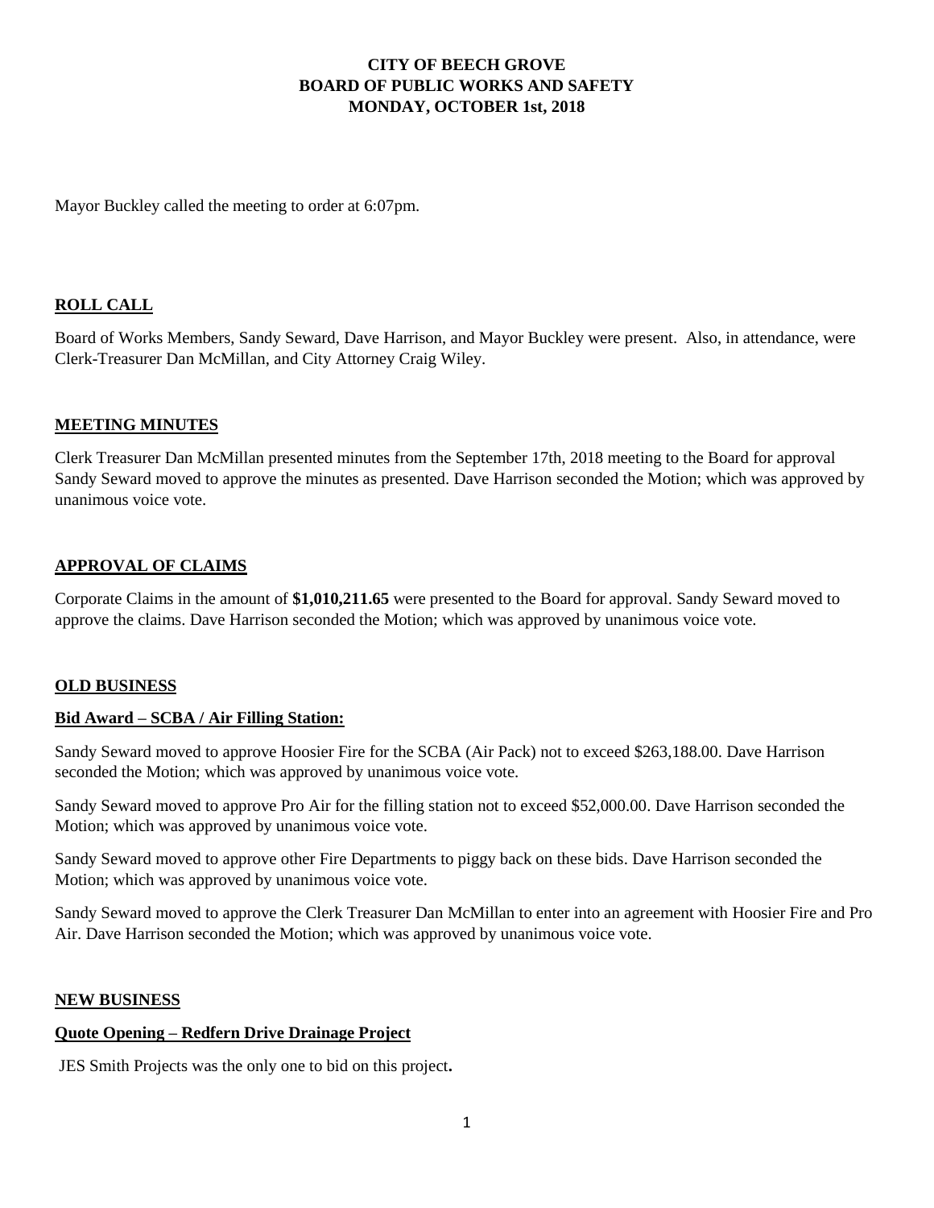**CITY OF BEECH GROVE**
**BOARD OF PUBLIC WORKS AND SAFETY**
**MONDAY, OCTOBER 1st, 2018**

Mayor Buckley called the meeting to order at 6:07pm.

## ROLL CALL

Board of Works Members, Sandy Seward, Dave Harrison, and Mayor Buckley were present. Also, in attendance, were Clerk-Treasurer Dan McMillan, and City Attorney Craig Wiley.

## MEETING MINUTES

Clerk Treasurer Dan McMillan presented minutes from the September 17th, 2018 meeting to the Board for approval Sandy Seward moved to approve the minutes as presented. Dave Harrison seconded the Motion; which was approved by unanimous voice vote.

## APPROVAL OF CLAIMS

Corporate Claims in the amount of **$1,010,211.65** were presented to the Board for approval. Sandy Seward moved to approve the claims. Dave Harrison seconded the Motion; which was approved by unanimous voice vote.

## OLD BUSINESS

### Bid Award – SCBA / Air Filling Station:

Sandy Seward moved to approve Hoosier Fire for the SCBA (Air Pack) not to exceed $263,188.00. Dave Harrison seconded the Motion; which was approved by unanimous voice vote.

Sandy Seward moved to approve Pro Air for the filling station not to exceed $52,000.00. Dave Harrison seconded the Motion; which was approved by unanimous voice vote.

Sandy Seward moved to approve other Fire Departments to piggy back on these bids. Dave Harrison seconded the Motion; which was approved by unanimous voice vote.

Sandy Seward moved to approve the Clerk Treasurer Dan McMillan to enter into an agreement with Hoosier Fire and Pro Air. Dave Harrison seconded the Motion; which was approved by unanimous voice vote.

## NEW BUSINESS

### Quote Opening – Redfern Drive Drainage Project

JES Smith Projects was the only one to bid on this project**.**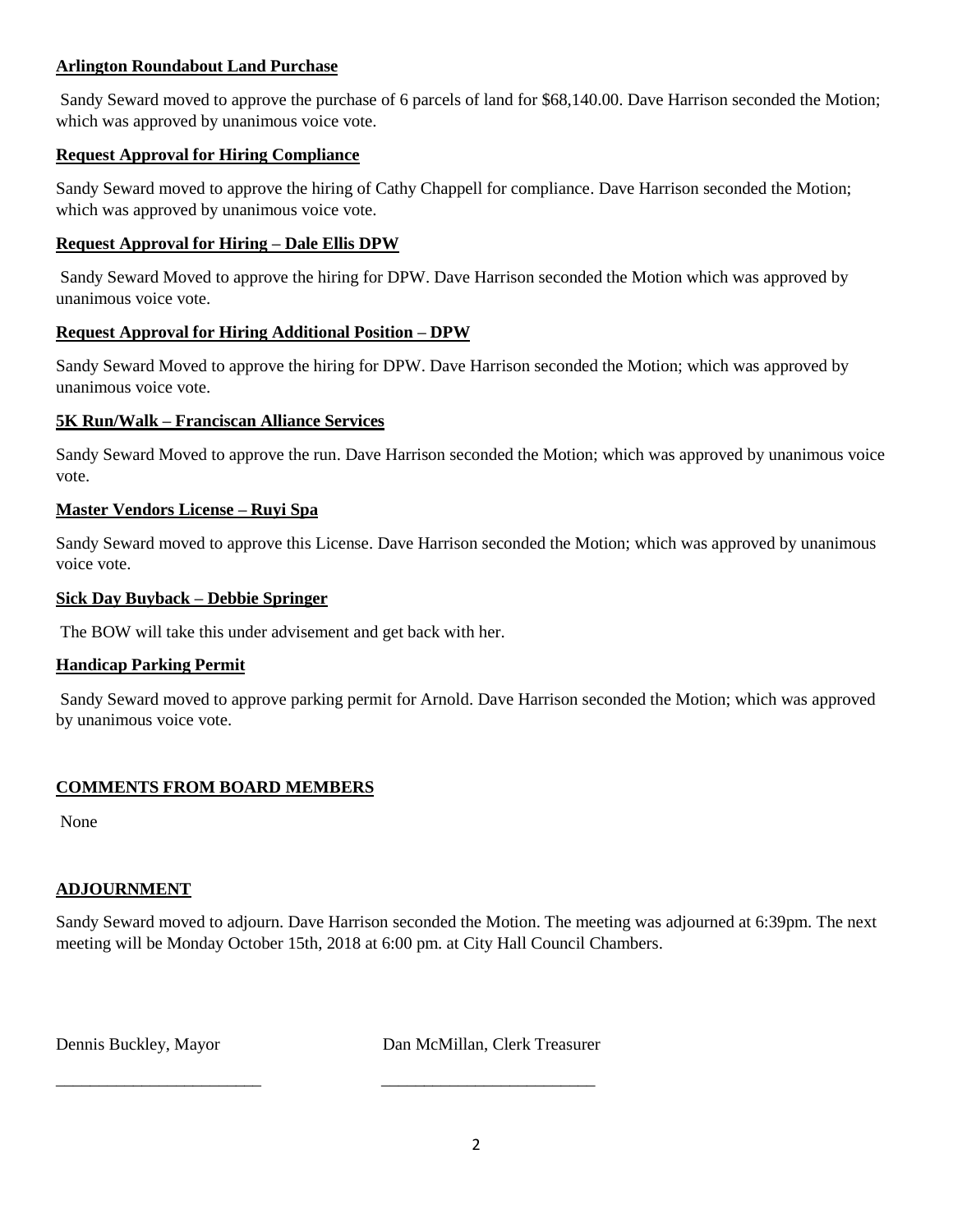**Arlington Roundabout Land Purchase**

Sandy Seward moved to approve the purchase of 6 parcels of land for $68,140.00. Dave Harrison seconded the Motion; which was approved by unanimous voice vote.

**Request Approval for Hiring Compliance**

Sandy Seward moved to approve the hiring of Cathy Chappell for compliance. Dave Harrison seconded the Motion; which was approved by unanimous voice vote.

**Request Approval for Hiring – Dale Ellis DPW**

Sandy Seward Moved to approve the hiring for DPW. Dave Harrison seconded the Motion which was approved by unanimous voice vote.

**Request Approval for Hiring Additional Position – DPW**

Sandy Seward Moved to approve the hiring for DPW. Dave Harrison seconded the Motion; which was approved by unanimous voice vote.

**5K Run/Walk – Franciscan Alliance Services**

Sandy Seward Moved to approve the run. Dave Harrison seconded the Motion; which was approved by unanimous voice vote.

**Master Vendors License – Ruyi Spa**

Sandy Seward moved to approve this License. Dave Harrison seconded the Motion; which was approved by unanimous voice vote.

**Sick Day Buyback – Debbie Springer**

The BOW will take this under advisement and get back with her.

**Handicap Parking Permit**

Sandy Seward moved to approve parking permit for Arnold. Dave Harrison seconded the Motion; which was approved by unanimous voice vote.

**COMMENTS FROM BOARD MEMBERS**

None

**ADJOURNMENT**

Sandy Seward moved to adjourn. Dave Harrison seconded the Motion. The meeting was adjourned at 6:39pm. The next meeting will be Monday October 15th, 2018 at 6:00 pm. at City Hall Council Chambers.

Dennis Buckley, Mayor

________________________

Dan McMillan, Clerk Treasurer

_________________________